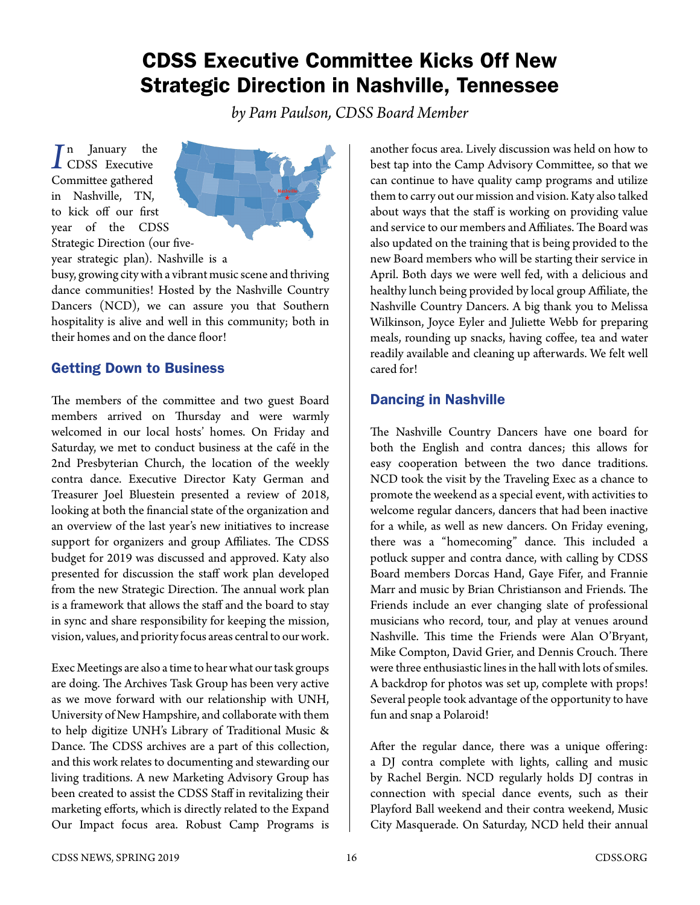# CDSS Executive Committee Kicks Off New Strategic Direction in Nashville, Tennessee

*by Pam Paulson, CDSS Board Member*

In January the CDSS Executive Committee gathered in Nashville, TN, to kick off our first year of the CDSS Strategic Direction (our five-year strategic plan). Nashville is a busy, growing city with a vibrant music scene and thriving dance communities! Hosted by the Nashville Country Dancers (NCD), we can assure you that Southern hospitality is alive and well in this community; both in their homes and on the dance floor!

## Getting Down to Business

The members of the committee and two guest Board members arrived on Thursday and were warmly welcomed in our local hosts' homes. On Friday and Saturday, we met to conduct business at the café in the 2nd Presbyterian Church, the location of the weekly contra dance. Executive Director Katy German and Treasurer Joel Bluestein presented a review of 2018, looking at both the financial state of the organization and an overview of the last year's new initiatives to increase support for organizers and group Affiliates. The CDSS budget for 2019 was discussed and approved. Katy also presented for discussion the staff work plan developed from the new Strategic Direction. The annual work plan is a framework that allows the staff and the board to stay in sync and share responsibility for keeping the mission, vision, values, and priority focus areas central to our work.

Exec Meetings are also a time to hear what our task groups are doing. The Archives Task Group has been very active as we move forward with our relationship with UNH, University of New Hampshire, and collaborate with them to help digitize UNH's Library of Traditional Music & Dance. The CDSS archives are a part of this collection, and this work relates to documenting and stewarding our living traditions. A new Marketing Advisory Group has been created to assist the CDSS Staff in revitalizing their marketing efforts, which is directly related to the Expand Our Impact focus area. Robust Camp Programs is another focus area. Lively discussion was held on how to best tap into the Camp Advisory Committee, so that we can continue to have quality camp programs and utilize them to carry out our mission and vision. Katy also talked about ways that the staff is working on providing value and service to our members and Affiliates. The Board was also updated on the training that is being provided to the new Board members who will be starting their service in April. Both days we were well fed, with a delicious and healthy lunch being provided by local group Affiliate, the Nashville Country Dancers. A big thank you to Melissa Wilkinson, Joyce Eyler and Juliette Webb for preparing meals, rounding up snacks, having coffee, tea and water readily available and cleaning up afterwards. We felt well cared for!

## Dancing in Nashville

The Nashville Country Dancers have one board for both the English and contra dances; this allows for easy cooperation between the two dance traditions. NCD took the visit by the Traveling Exec as a chance to promote the weekend as a special event, with activities to welcome regular dancers, dancers that had been inactive for a while, as well as new dancers. On Friday evening, there was a "homecoming" dance. This included a potluck supper and contra dance, with calling by CDSS Board members Dorcas Hand, Gaye Fifer, and Frannie Marr and music by Brian Christianson and Friends. The Friends include an ever changing slate of professional musicians who record, tour, and play at venues around Nashville. This time the Friends were Alan O'Bryant, Mike Compton, David Grier, and Dennis Crouch. There were three enthusiastic lines in the hall with lots of smiles. A backdrop for photos was set up, complete with props! Several people took advantage of the opportunity to have fun and snap a Polaroid!

After the regular dance, there was a unique offering: a DJ contra complete with lights, calling and music by Rachel Bergin. NCD regularly holds DJ contras in connection with special dance events, such as their Playford Ball weekend and their contra weekend, Music City Masquerade. On Saturday, NCD held their annual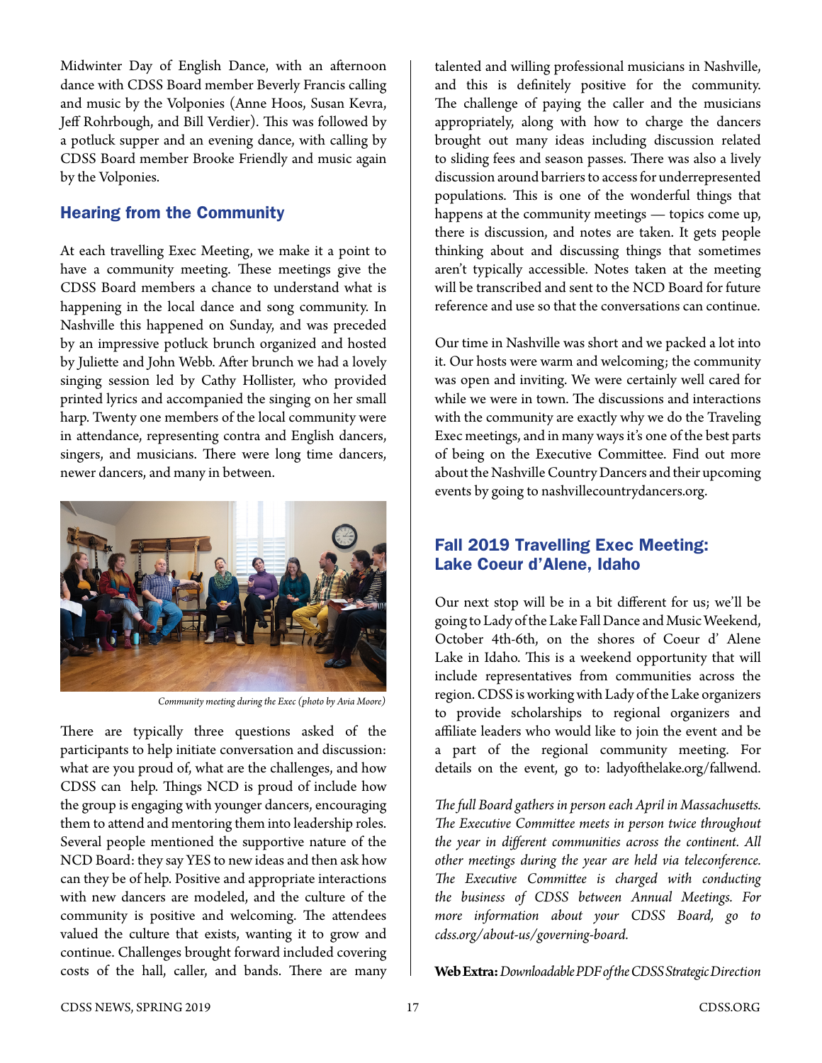Midwinter Day of English Dance, with an afternoon dance with CDSS Board member Beverly Francis calling and music by the Volponies (Anne Hoos, Susan Kevra, Jeff Rohrbough, and Bill Verdier). This was followed by a potluck supper and an evening dance, with calling by CDSS Board member Brooke Friendly and music again by the Volponies.

## Hearing from the Community

At each travelling Exec Meeting, we make it a point to have a community meeting. These meetings give the CDSS Board members a chance to understand what is happening in the local dance and song community. In Nashville this happened on Sunday, and was preceded by an impressive potluck brunch organized and hosted by Juliette and John Webb. After brunch we had a lovely singing session led by Cathy Hollister, who provided printed lyrics and accompanied the singing on her small harp. Twenty one members of the local community were in attendance, representing contra and English dancers, singers, and musicians. There were long time dancers, newer dancers, and many in between.

*Community meeting during the Exec (photo by Avia Moore)*

There are typically three questions asked of the participants to help initiate conversation and discussion: what are you proud of, what are the challenges, and how CDSS can help. Things NCD is proud of include how the group is engaging with younger dancers, encouraging them to attend and mentoring them into leadership roles. Several people mentioned the supportive nature of the NCD Board: they say YES to new ideas and then ask how can they be of help. Positive and appropriate interactions with new dancers are modeled, and the culture of the community is positive and welcoming. The attendees valued the culture that exists, wanting it to grow and continue. Challenges brought forward included covering costs of the hall, caller, and bands. There are many talented and willing professional musicians in Nashville, and this is definitely positive for the community. The challenge of paying the caller and the musicians appropriately, along with how to charge the dancers brought out many ideas including discussion related to sliding fees and season passes. There was also a lively discussion around barriers to access for underrepresented populations. This is one of the wonderful things that happens at the community meetings — topics come up, there is discussion, and notes are taken. It gets people thinking about and discussing things that sometimes aren't typically accessible. Notes taken at the meeting will be transcribed and sent to the NCD Board for future reference and use so that the conversations can continue.

Our time in Nashville was short and we packed a lot into it. Our hosts were warm and welcoming; the community was open and inviting. We were certainly well cared for while we were in town. The discussions and interactions with the community are exactly why we do the Traveling Exec meetings, and in many ways it's one of the best parts of being on the Executive Committee. Find out more about the Nashville Country Dancers and their upcoming events by going to nashvillecountrydancers.org.

## Fall 2019 Travelling Exec Meeting: Lake Coeur d'Alene, Idaho

Our next stop will be in a bit different for us; we'll be going to Lady of the Lake Fall Dance and Music Weekend, October 4th-6th, on the shores of Coeur d' Alene Lake in Idaho. This is a weekend opportunity that will include representatives from communities across the region. CDSS is working with Lady of the Lake organizers to provide scholarships to regional organizers and affiliate leaders who would like to join the event and be a part of the regional community meeting. For details on the event, go to: ladyofthelake.org/fallwend.

*The full Board gathers in person each April in Massachusetts. The Executive Committee meets in person twice throughout the year in different communities across the continent. All other meetings during the year are held via teleconference. The Executive Committee is charged with conducting the business of CDSS between Annual Meetings. For more information about your CDSS Board, go to cdss.org/about-us/governing-board.*

**Web Extra:** *Downloadable PDF of the CDSS Strategic Direction*